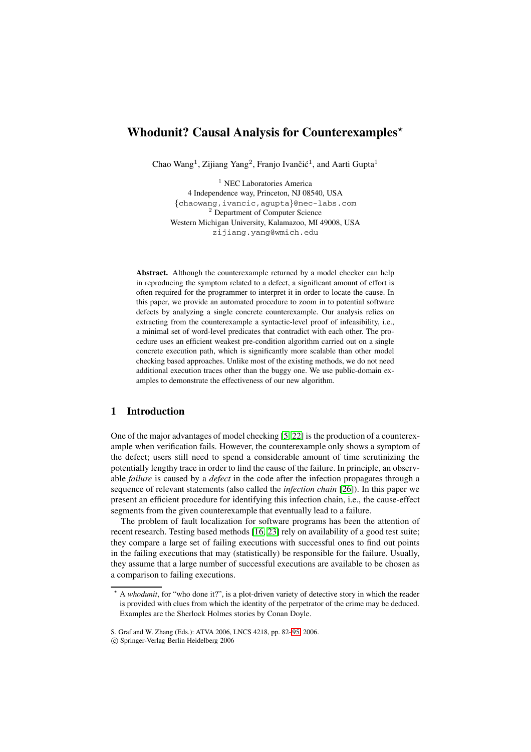# Whodunit? Causal Analysis for Counterexamples*

Chao Wang[1], Zijiang Yang[2], Franjo Ivančić[1], and Aarti Gupta[1]

[1] NEC Laboratories America
4 Independence way, Princeton, NJ 08540, USA
{chaowang,ivancic,agupta}@nec-labs.com
[2] Department of Computer Science
Western Michigan University, Kalamazoo, MI 49008, USA
zijiang.yang@wmich.edu

**Abstract.** Although the counterexample returned by a model checker can help in reproducing the symptom related to a defect, a significant amount of effort is often required for the programmer to interpret it in order to locate the cause. In this paper, we provide an automated procedure to zoom in to potential software defects by analyzing a single concrete counterexample. Our analysis relies on extracting from the counterexample a syntactic-level proof of infeasibility, i.e., a minimal set of word-level predicates that contradict with each other. The procedure uses an efficient weakest pre-condition algorithm carried out on a single concrete execution path, which is significantly more scalable than other model checking based approaches. Unlike most of the existing methods, we do not need additional execution traces other than the buggy one. We use public-domain examples to demonstrate the effectiveness of our new algorithm.

## 1 Introduction

One of the major advantages of model checking [5, 22] is the production of a counterexample when verification fails. However, the counterexample only shows a symptom of the defect; users still need to spend a considerable amount of time scrutinizing the potentially lengthy trace in order to find the cause of the failure. In principle, an observable *failure* is caused by a *defect* in the code after the infection propagates through a sequence of relevant statements (also called the *infection chain* [26]). In this paper we present an efficient procedure for identifying this infection chain, i.e., the cause-effect segments from the given counterexample that eventually lead to a failure.

The problem of fault localization for software programs has been the attention of recent research. Testing based methods [16, 23] rely on availability of a good test suite; they compare a large set of failing executions with successful ones to find out points in the failing executions that may (statistically) be responsible for the failure. Usually, they assume that a large number of successful executions are available to be chosen as a comparison to failing executions.

* A *whodunit*, for "who done it?", is a plot-driven variety of detective story in which the reader is provided with clues from which the identity of the perpetrator of the crime may be deduced. Examples are the Sherlock Holmes stories by Conan Doyle.

S. Graf and W. Zhang (Eds.): ATVA 2006, LNCS 4218, pp. 82–95, 2006.
© Springer-Verlag Berlin Heidelberg 2006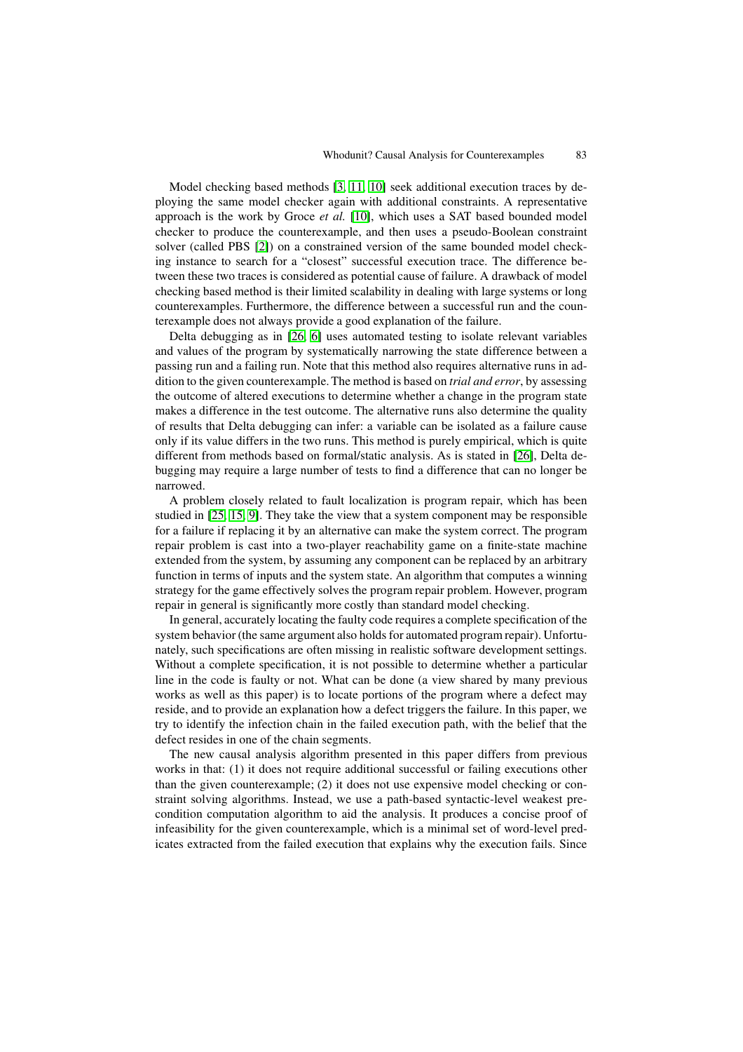Model checking based methods [3, 11, 10] seek additional execution traces by deploying the same model checker again with additional constraints. A representative approach is the work by Groce *et al.* [10], which uses a SAT based bounded model checker to produce the counterexample, and then uses a pseudo-Boolean constraint solver (called PBS [2]) on a constrained version of the same bounded model checking instance to search for a "closest" successful execution trace. The difference between these two traces is considered as potential cause of failure. A drawback of model checking based method is their limited scalability in dealing with large systems or long counterexamples. Furthermore, the difference between a successful run and the counterexample does not always provide a good explanation of the failure.

Delta debugging as in [26, 6] uses automated testing to isolate relevant variables and values of the program by systematically narrowing the state difference between a passing run and a failing run. Note that this method also requires alternative runs in addition to the given counterexample. The method is based on *trial and error*, by assessing the outcome of altered executions to determine whether a change in the program state makes a difference in the test outcome. The alternative runs also determine the quality of results that Delta debugging can infer: a variable can be isolated as a failure cause only if its value differs in the two runs. This method is purely empirical, which is quite different from methods based on formal/static analysis. As is stated in [26], Delta debugging may require a large number of tests to find a difference that can no longer be narrowed.

A problem closely related to fault localization is program repair, which has been studied in [25, 15, 9]. They take the view that a system component may be responsible for a failure if replacing it by an alternative can make the system correct. The program repair problem is cast into a two-player reachability game on a finite-state machine extended from the system, by assuming any component can be replaced by an arbitrary function in terms of inputs and the system state. An algorithm that computes a winning strategy for the game effectively solves the program repair problem. However, program repair in general is significantly more costly than standard model checking.

In general, accurately locating the faulty code requires a complete specification of the system behavior (the same argument also holds for automated program repair). Unfortunately, such specifications are often missing in realistic software development settings. Without a complete specification, it is not possible to determine whether a particular line in the code is faulty or not. What can be done (a view shared by many previous works as well as this paper) is to locate portions of the program where a defect may reside, and to provide an explanation how a defect triggers the failure. In this paper, we try to identify the infection chain in the failed execution path, with the belief that the defect resides in one of the chain segments.

The new causal analysis algorithm presented in this paper differs from previous works in that: (1) it does not require additional successful or failing executions other than the given counterexample; (2) it does not use expensive model checking or constraint solving algorithms. Instead, we use a path-based syntactic-level weakest precondition computation algorithm to aid the analysis. It produces a concise proof of infeasibility for the given counterexample, which is a minimal set of word-level predicates extracted from the failed execution that explains why the execution fails. Since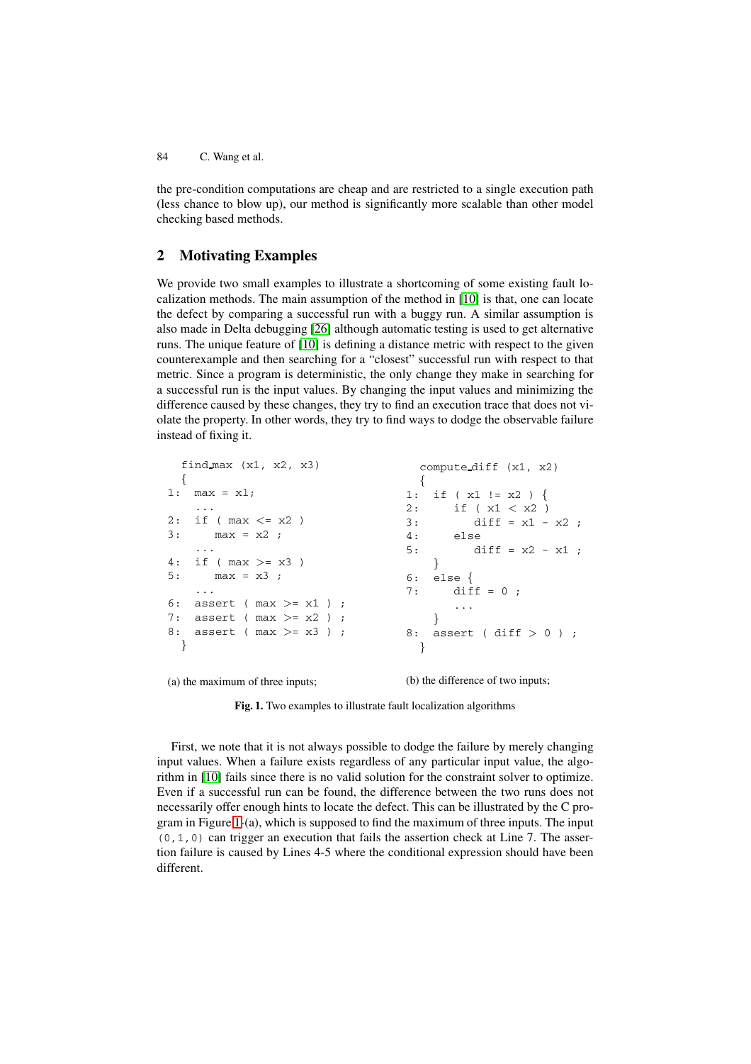the pre-condition computations are cheap and are restricted to a single execution path (less chance to blow up), our method is significantly more scalable than other model checking based methods.

## 2 Motivating Examples

We provide two small examples to illustrate a shortcoming of some existing fault localization methods. The main assumption of the method in [10] is that, one can locate the defect by comparing a successful run with a buggy run. A similar assumption is also made in Delta debugging [26] although automatic testing is used to get alternative runs. The unique feature of [10] is defining a distance metric with respect to the given counterexample and then searching for a "closest" successful run with respect to that metric. Since a program is deterministic, the only change they make in searching for a successful run is the input values. By changing the input values and minimizing the difference caused by these changes, they try to find an execution trace that does not violate the property. In other words, they try to find ways to dodge the observable failure instead of fixing it.

```
  find_max (x1, x2, x3)
  {
1:  max = x1;
    ...
2:  if ( max <= x2 )
3:     max = x2 ;
    ...
4:  if ( max >= x3 )
5:     max = x3 ;
    ...
6:  assert ( max >= x1 ) ;
7:  assert ( max >= x2 ) ;
8:  assert ( max >= x3 ) ;
  }
```

(a) the maximum of three inputs;

```
  compute_diff (x1, x2)
  {
1:  if ( x1 != x2 ) {
2:     if ( x1 < x2 )
3:        diff = x1 - x2 ;
4:     else
5:        diff = x2 - x1 ;
    }
6:  else {
7:     diff = 0 ;
       ...
    }
8:  assert ( diff > 0 ) ;
  }
```

(b) the difference of two inputs;

**Fig. 1.** Two examples to illustrate fault localization algorithms

First, we note that it is not always possible to dodge the failure by merely changing input values. When a failure exists regardless of any particular input value, the algorithm in [10] fails since there is no valid solution for the constraint solver to optimize. Even if a successful run can be found, the difference between the two runs does not necessarily offer enough hints to locate the defect. This can be illustrated by the C program in Figure 1-(a), which is supposed to find the maximum of three inputs. The input `(0,1,0)` can trigger an execution that fails the assertion check at Line 7. The assertion failure is caused by Lines 4-5 where the conditional expression should have been different.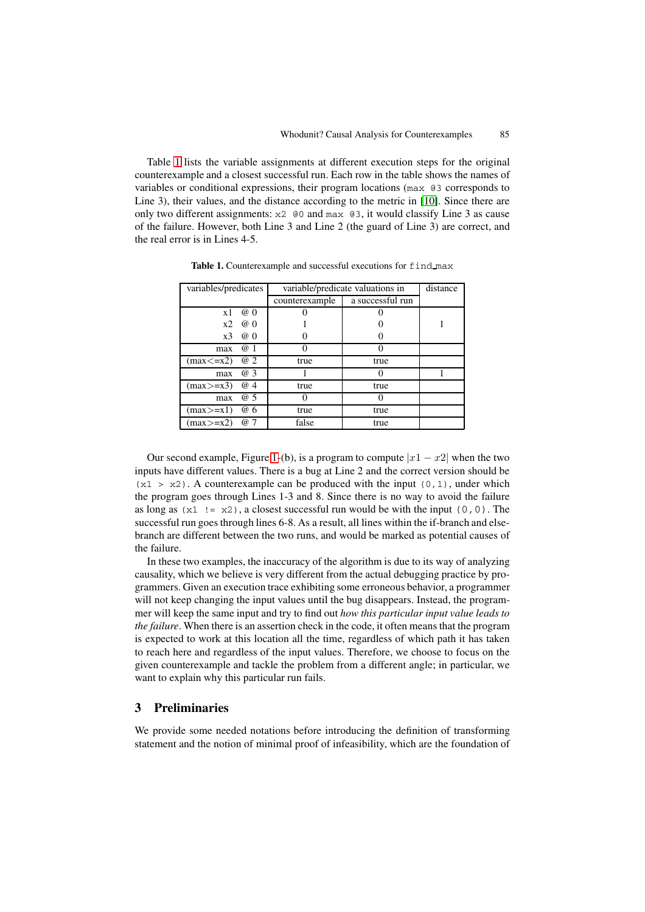Table 1 lists the variable assignments at different execution steps for the original counterexample and a closest successful run. Each row in the table shows the names of variables or conditional expressions, their program locations (`max @3` corresponds to Line 3), their values, and the distance according to the metric in [10]. Since there are only two different assignments: `x2 @0` and `max @3`, it would classify Line 3 as cause of the failure. However, both Line 3 and Line 2 (the guard of Line 3) are correct, and the real error is in Lines 4-5.

**Table 1.** Counterexample and successful executions for `find_max`

| variables/predicates | variable/predicate valuations in | | distance |
|---|---|---|---|
| | counterexample | a successful run | |
| x1 @ 0 | 0 | 0 | |
| x2 @ 0 | 1 | 0 | 1 |
| x3 @ 0 | 0 | 0 | |
| max @ 1 | 0 | 0 | |
| (max<=x2) @ 2 | true | true | |
| max @ 3 | 1 | 0 | 1 |
| (max>=x3) @ 4 | true | true | |
| max @ 5 | 0 | 0 | |
| (max>=x1) @ 6 | true | true | |
| (max>=x2) @ 7 | false | true | |

Our second example, Figure 1-(b), is a program to compute $|x1 - x2|$ when the two inputs have different values. There is a bug at Line 2 and the correct version should be `(x1 > x2)`. A counterexample can be produced with the input `(0,1)`, under which the program goes through Lines 1-3 and 8. Since there is no way to avoid the failure as long as `(x1 != x2)`, a closest successful run would be with the input `(0,0)`. The successful run goes through lines 6-8. As a result, all lines within the if-branch and else-branch are different between the two runs, and would be marked as potential causes of the failure.

In these two examples, the inaccuracy of the algorithm is due to its way of analyzing causality, which we believe is very different from the actual debugging practice by programmers. Given an execution trace exhibiting some erroneous behavior, a programmer will not keep changing the input values until the bug disappears. Instead, the programmer will keep the same input and try to find out *how this particular input value leads to the failure*. When there is an assertion check in the code, it often means that the program is expected to work at this location all the time, regardless of which path it has taken to reach here and regardless of the input values. Therefore, we choose to focus on the given counterexample and tackle the problem from a different angle; in particular, we want to explain why this particular run fails.

## 3 Preliminaries

We provide some needed notations before introducing the definition of transforming statement and the notion of minimal proof of infeasibility, which are the foundation of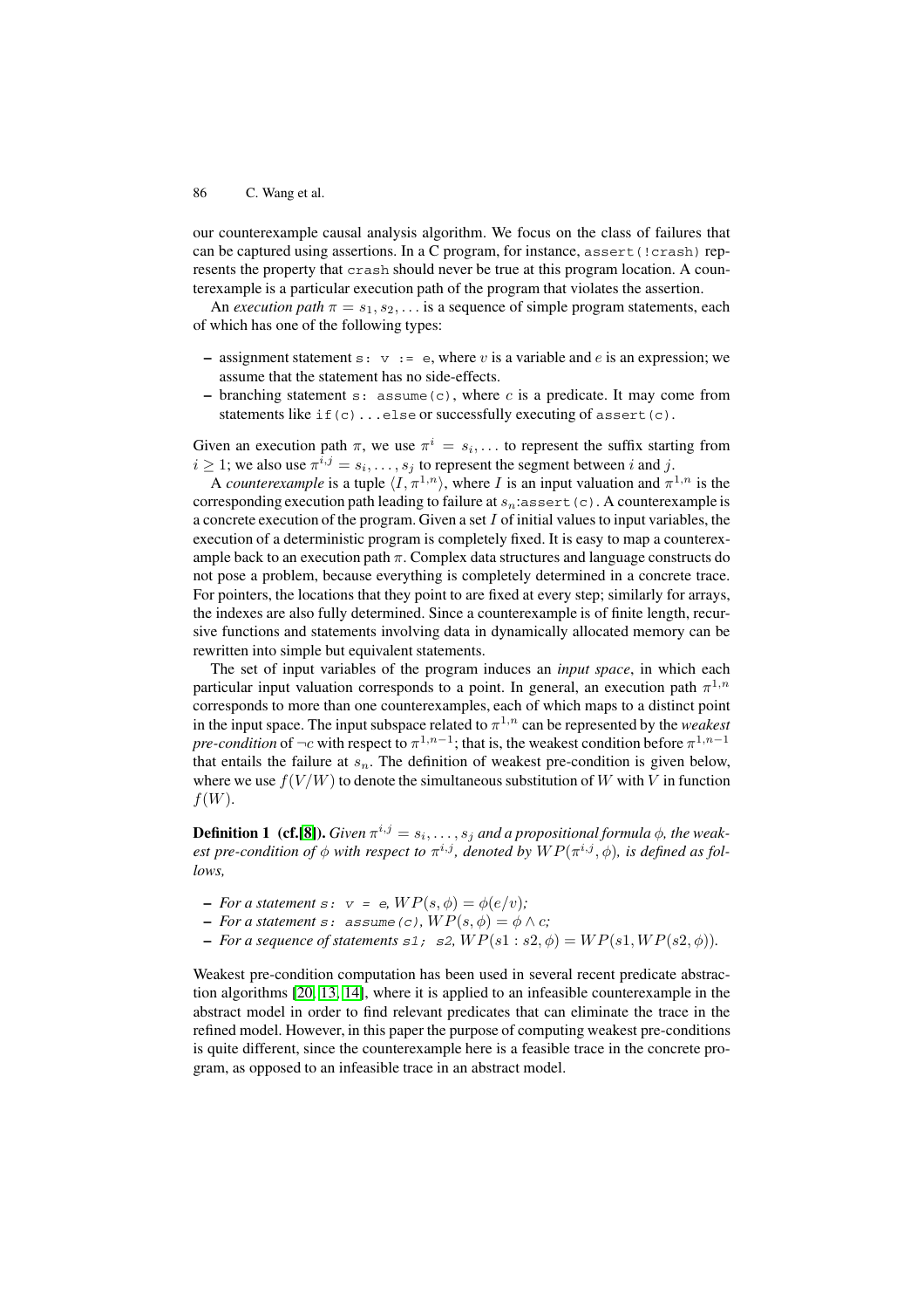our counterexample causal analysis algorithm. We focus on the class of failures that can be captured using assertions. In a C program, for instance, `assert(!crash)` represents the property that `crash` should never be true at this program location. A counterexample is a particular execution path of the program that violates the assertion.

An *execution path* $\pi = s_1, s_2, \ldots$ is a sequence of simple program statements, each of which has one of the following types:

- assignment statement `s: v := e`, where $v$ is a variable and $e$ is an expression; we assume that the statement has no side-effects.
- branching statement `s: assume(c)`, where $c$ is a predicate. It may come from statements like `if(c)...else` or successfully executing of `assert(c)`.

Given an execution path $\pi$, we use $\pi^i = s_i, \ldots$ to represent the suffix starting from $i \geq 1$; we also use $\pi^{i,j} = s_i, \ldots, s_j$ to represent the segment between $i$ and $j$.

A *counterexample* is a tuple $\langle I, \pi^{1,n} \rangle$, where $I$ is an input valuation and $\pi^{1,n}$ is the corresponding execution path leading to failure at $s_n$:`assert(c)`. A counterexample is a concrete execution of the program. Given a set $I$ of initial values to input variables, the execution of a deterministic program is completely fixed. It is easy to map a counterexample back to an execution path $\pi$. Complex data structures and language constructs do not pose a problem, because everything is completely determined in a concrete trace. For pointers, the locations that they point to are fixed at every step; similarly for arrays, the indexes are also fully determined. Since a counterexample is of finite length, recursive functions and statements involving data in dynamically allocated memory can be rewritten into simple but equivalent statements.

The set of input variables of the program induces an *input space*, in which each particular input valuation corresponds to a point. In general, an execution path $\pi^{1,n}$ corresponds to more than one counterexamples, each of which maps to a distinct point in the input space. The input subspace related to $\pi^{1,n}$ can be represented by the *weakest pre-condition* of $\neg c$ with respect to $\pi^{1,n-1}$; that is, the weakest condition before $\pi^{1,n-1}$ that entails the failure at $s_n$. The definition of weakest pre-condition is given below, where we use $f(V/W)$ to denote the simultaneous substitution of $W$ with $V$ in function $f(W)$.

**Definition 1 (cf.[8]).** *Given $\pi^{i,j} = s_i, \ldots, s_j$ and a propositional formula $\phi$, the weakest pre-condition of $\phi$ with respect to $\pi^{i,j}$, denoted by $WP(\pi^{i,j}, \phi)$, is defined as follows,*

- *For a statement `s: v = e`, $WP(s, \phi) = \phi(e/v)$;*
- *For a statement `s: assume(c)`, $WP(s, \phi) = \phi \wedge c$;*
- *For a sequence of statements `s1; s2`, $WP(s1 : s2, \phi) = WP(s1, WP(s2, \phi))$.*

Weakest pre-condition computation has been used in several recent predicate abstraction algorithms [20, 13, 14], where it is applied to an infeasible counterexample in the abstract model in order to find relevant predicates that can eliminate the trace in the refined model. However, in this paper the purpose of computing weakest pre-conditions is quite different, since the counterexample here is a feasible trace in the concrete program, as opposed to an infeasible trace in an abstract model.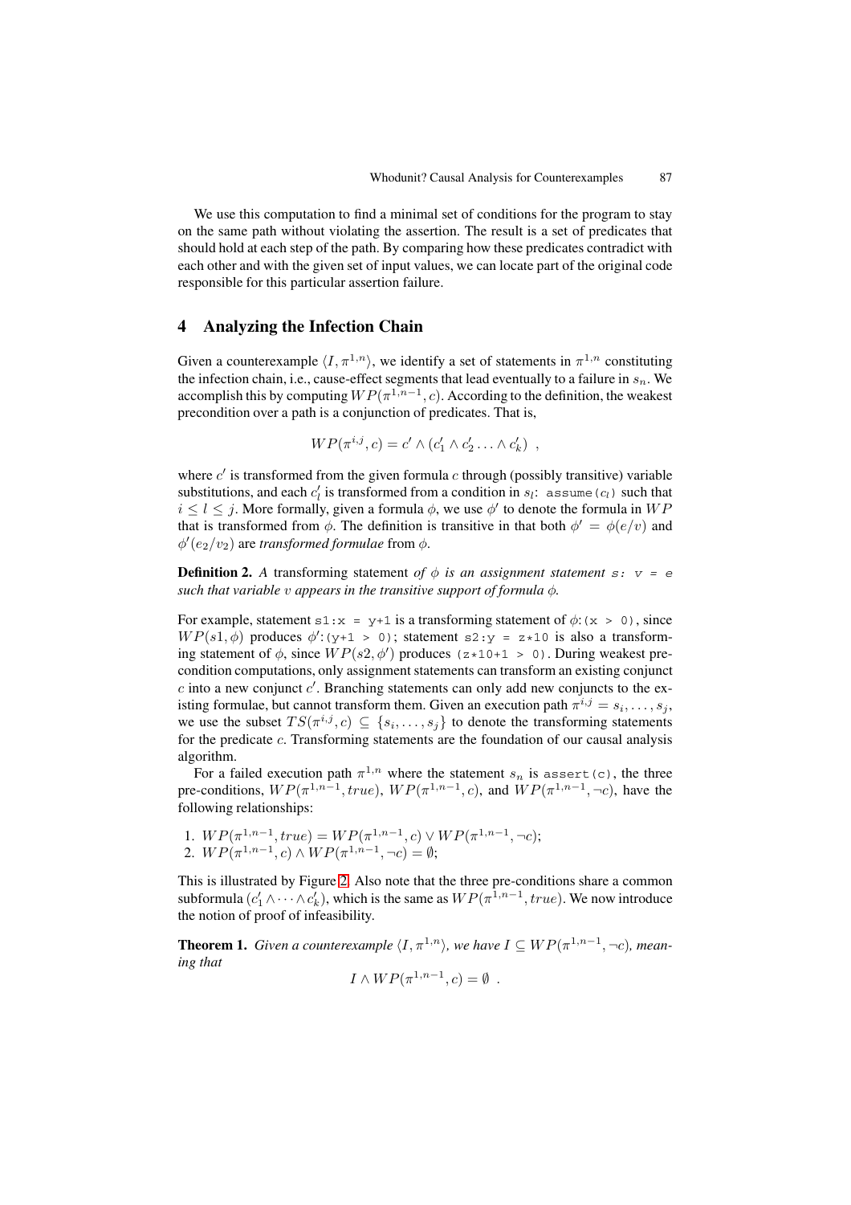We use this computation to find a minimal set of conditions for the program to stay on the same path without violating the assertion. The result is a set of predicates that should hold at each step of the path. By comparing how these predicates contradict with each other and with the given set of input values, we can locate part of the original code responsible for this particular assertion failure.

## 4 Analyzing the Infection Chain

Given a counterexample $\langle I, \pi^{1,n} \rangle$, we identify a set of statements in $\pi^{1,n}$ constituting the infection chain, i.e., cause-effect segments that lead eventually to a failure in $s_n$. We accomplish this by computing $WP(\pi^{1,n-1}, c)$. According to the definition, the weakest precondition over a path is a conjunction of predicates. That is,

$$WP(\pi^{i,j}, c) = c' \wedge (c'_1 \wedge c'_2 \ldots \wedge c'_k) \ ,$$

where $c'$ is transformed from the given formula $c$ through (possibly transitive) variable substitutions, and each $c'_l$ is transformed from a condition in $s_l$: `assume(`$c_l$`)` such that $i \leq l \leq j$. More formally, given a formula $\phi$, we use $\phi'$ to denote the formula in $WP$ that is transformed from $\phi$. The definition is transitive in that both $\phi' = \phi(e/v)$ and $\phi'(e_2/v_2)$ are *transformed formulae* from $\phi$.

**Definition 2.** *A* transforming statement *of* $\phi$ *is an assignment statement* `s: v = e` *such that variable* $v$ *appears in the transitive support of formula* $\phi$*.*

For example, statement `s1:x = y+1` is a transforming statement of $\phi$:`(x > 0)`, since $WP(s1, \phi)$ produces $\phi'$:`(y+1 > 0)`; statement `s2:y = z*10` is also a transforming statement of $\phi$, since $WP(s2, \phi')$ produces `(z*10+1 > 0)`. During weakest precondition computations, only assignment statements can transform an existing conjunct $c$ into a new conjunct $c'$. Branching statements can only add new conjuncts to the existing formulae, but cannot transform them. Given an execution path $\pi^{i,j} = s_i, \ldots, s_j$, we use the subset $TS(\pi^{i,j}, c) \subseteq \{s_i, \ldots, s_j\}$ to denote the transforming statements for the predicate $c$. Transforming statements are the foundation of our causal analysis algorithm.

For a failed execution path $\pi^{1,n}$ where the statement $s_n$ is `assert(c)`, the three pre-conditions, $WP(\pi^{1,n-1}, true)$, $WP(\pi^{1,n-1}, c)$, and $WP(\pi^{1,n-1}, \neg c)$, have the following relationships:

1. $WP(\pi^{1,n-1}, true) = WP(\pi^{1,n-1}, c) \vee WP(\pi^{1,n-1}, \neg c)$;
2. $WP(\pi^{1,n-1}, c) \wedge WP(\pi^{1,n-1}, \neg c) = \emptyset$;

This is illustrated by Figure 2. Also note that the three pre-conditions share a common subformula $(c'_1 \wedge \cdots \wedge c'_k)$, which is the same as $WP(\pi^{1,n-1}, true)$. We now introduce the notion of proof of infeasibility.

**Theorem 1.** *Given a counterexample* $\langle I, \pi^{1,n} \rangle$*, we have* $I \subseteq WP(\pi^{1,n-1}, \neg c)$*, meaning that*

$$I \wedge WP(\pi^{1,n-1}, c) = \emptyset \ .$$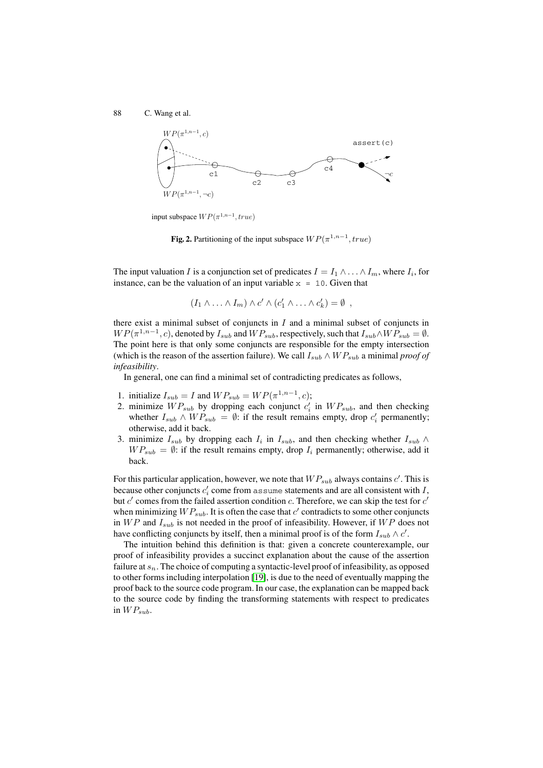**Fig. 2.** Partitioning of the input subspace $WP(\pi^{1,n-1}, true)$

The input valuation $I$ is a conjunction set of predicates $I = I_1 \wedge \ldots \wedge I_m$, where $I_i$, for instance, can be the valuation of an input variable `x = 10`. Given that

$$(I_1 \wedge \ldots \wedge I_m) \wedge c' \wedge (c'_1 \wedge \ldots \wedge c'_k) = \emptyset \ ,$$

there exist a minimal subset of conjuncts in $I$ and a minimal subset of conjuncts in $WP(\pi^{1,n-1}, c)$, denoted by $I_{sub}$ and $WP_{sub}$, respectively, such that $I_{sub} \wedge WP_{sub} = \emptyset$. The point here is that only some conjuncts are responsible for the empty intersection (which is the reason of the assertion failure). We call $I_{sub} \wedge WP_{sub}$ a minimal *proof of infeasibility*.

In general, one can find a minimal set of contradicting predicates as follows,

1. initialize $I_{sub} = I$ and $WP_{sub} = WP(\pi^{1,n-1}, c)$;
2. minimize $WP_{sub}$ by dropping each conjunct $c'_i$ in $WP_{sub}$, and then checking whether $I_{sub} \wedge WP_{sub} = \emptyset$: if the result remains empty, drop $c'_i$ permanently; otherwise, add it back.
3. minimize $I_{sub}$ by dropping each $I_i$ in $I_{sub}$, and then checking whether $I_{sub} \wedge WP_{sub} = \emptyset$: if the result remains empty, drop $I_i$ permanently; otherwise, add it back.

For this particular application, however, we note that $WP_{sub}$ always contains $c'$. This is because other conjuncts $c'_i$ come from `assume` statements and are all consistent with $I$, but $c'$ comes from the failed assertion condition $c$. Therefore, we can skip the test for $c'$ when minimizing $WP_{sub}$. It is often the case that $c'$ contradicts to some other conjuncts in $WP$ and $I_{sub}$ is not needed in the proof of infeasibility. However, if $WP$ does not have conflicting conjuncts by itself, then a minimal proof is of the form $I_{sub} \wedge c'$.

The intuition behind this definition is that: given a concrete counterexample, our proof of infeasibility provides a succinct explanation about the cause of the assertion failure at $s_n$. The choice of computing a syntactic-level proof of infeasibility, as opposed to other forms including interpolation [19], is due to the need of eventually mapping the proof back to the source code program. In our case, the explanation can be mapped back to the source code by finding the transforming statements with respect to predicates in $WP_{sub}$.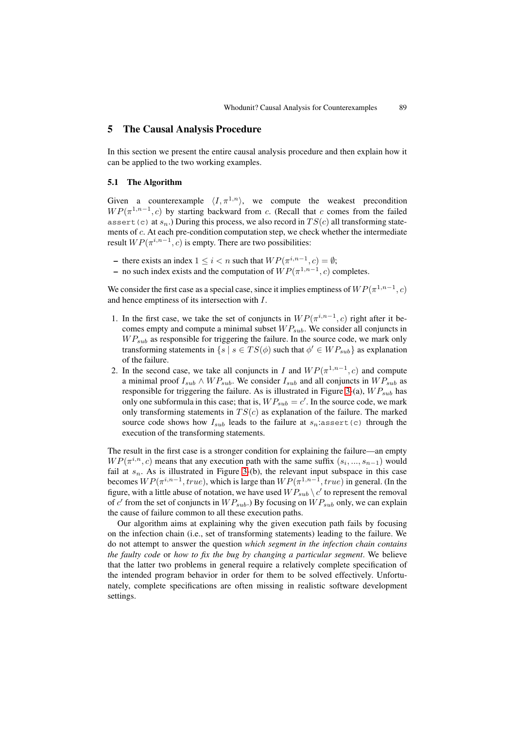## 5 The Causal Analysis Procedure

In this section we present the entire causal analysis procedure and then explain how it can be applied to the two working examples.

### 5.1 The Algorithm

Given a counterexample $\langle I, \pi^{1,n} \rangle$, we compute the weakest precondition $WP(\pi^{1,n-1}, c)$ by starting backward from $c$. (Recall that $c$ comes from the failed `assert(c)` at $s_n$.) During this process, we also record in $TS(c)$ all transforming statements of $c$. At each pre-condition computation step, we check whether the intermediate result $WP(\pi^{i,n-1}, c)$ is empty. There are two possibilities:

- there exists an index $1 \leq i < n$ such that $WP(\pi^{i,n-1}, c) = \emptyset$;
- no such index exists and the computation of $WP(\pi^{1,n-1}, c)$ completes.

We consider the first case as a special case, since it implies emptiness of $WP(\pi^{1,n-1}, c)$ and hence emptiness of its intersection with $I$.

1. In the first case, we take the set of conjuncts in $WP(\pi^{i,n-1}, c)$ right after it becomes empty and compute a minimal subset $WP_{sub}$. We consider all conjuncts in $WP_{sub}$ as responsible for triggering the failure. In the source code, we mark only transforming statements in $\{s \mid s \in TS(\phi) \text{ such that } \phi' \in WP_{sub}\}$ as explanation of the failure.
2. In the second case, we take all conjuncts in $I$ and $WP(\pi^{1,n-1}, c)$ and compute a minimal proof $I_{sub} \wedge WP_{sub}$. We consider $I_{sub}$ and all conjuncts in $WP_{sub}$ as responsible for triggering the failure. As is illustrated in Figure 3-(a), $WP_{sub}$ has only one subformula in this case; that is, $WP_{sub} = c'$. In the source code, we mark only transforming statements in $TS(c)$ as explanation of the failure. The marked source code shows how $I_{sub}$ leads to the failure at $s_n$:`assert(c)` through the execution of the transforming statements.

The result in the first case is a stronger condition for explaining the failure—an empty $WP(\pi^{i,n}, c)$ means that any execution path with the same suffix $(s_i, ..., s_{n-1})$ would fail at $s_n$. As is illustrated in Figure 3-(b), the relevant input subspace in this case becomes $WP(\pi^{i,n-1}, true)$, which is large than $WP(\pi^{1,n-1}, true)$ in general. (In the figure, with a little abuse of notation, we have used $WP_{sub} \setminus c'$ to represent the removal of $c'$ from the set of conjuncts in $WP_{sub}$.) By focusing on $WP_{sub}$ only, we can explain the cause of failure common to all these execution paths.

Our algorithm aims at explaining why the given execution path fails by focusing on the infection chain (i.e., set of transforming statements) leading to the failure. We do not attempt to answer the question *which segment in the infection chain contains the faulty code* or *how to fix the bug by changing a particular segment*. We believe that the latter two problems in general require a relatively complete specification of the intended program behavior in order for them to be solved effectively. Unfortunately, complete specifications are often missing in realistic software development settings.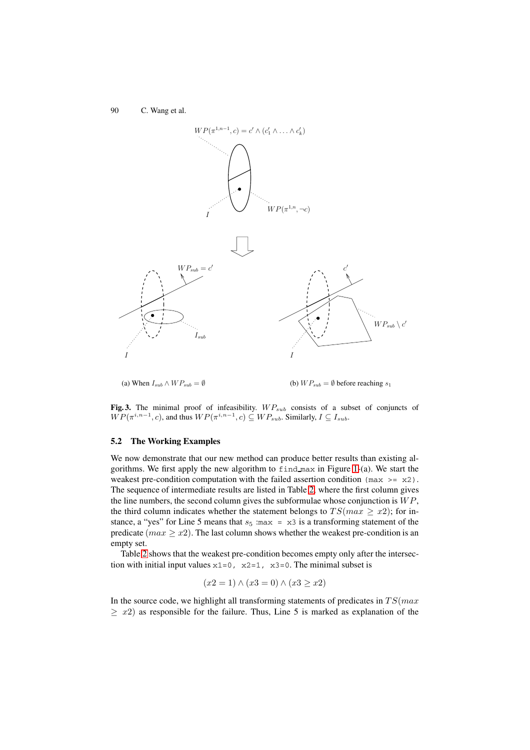(a) When $I_{sub} \wedge WP_{sub} = \emptyset$

(b) $WP_{sub} = \emptyset$ before reaching $s_1$

**Fig. 3.** The minimal proof of infeasibility. $WP_{sub}$ consists of a subset of conjuncts of $WP(\pi^{i,n-1}, c)$, and thus $WP(\pi^{i,n-1}, c) \subseteq WP_{sub}$. Similarly, $I \subseteq I_{sub}$.

### 5.2 The Working Examples

We now demonstrate that our new method can produce better results than existing algorithms. We first apply the new algorithm to `find_max` in Figure 1-(a). We start the weakest pre-condition computation with the failed assertion condition `(max >= x2)`. The sequence of intermediate results are listed in Table 2, where the first column gives the line numbers, the second column gives the subformulae whose conjunction is $WP$, the third column indicates whether the statement belongs to $TS(max \geq x2)$; for instance, a "yes" for Line 5 means that $s_5$ `:max = x3` is a transforming statement of the predicate $(max \geq x2)$. The last column shows whether the weakest pre-condition is an empty set.

Table 2 shows that the weakest pre-condition becomes empty only after the intersection with initial input values `x1=0, x2=1, x3=0`. The minimal subset is

$$(x2 = 1) \wedge (x3 = 0) \wedge (x3 \geq x2)$$

In the source code, we highlight all transforming statements of predicates in $TS(max \geq x2)$ as responsible for the failure. Thus, Line 5 is marked as explanation of the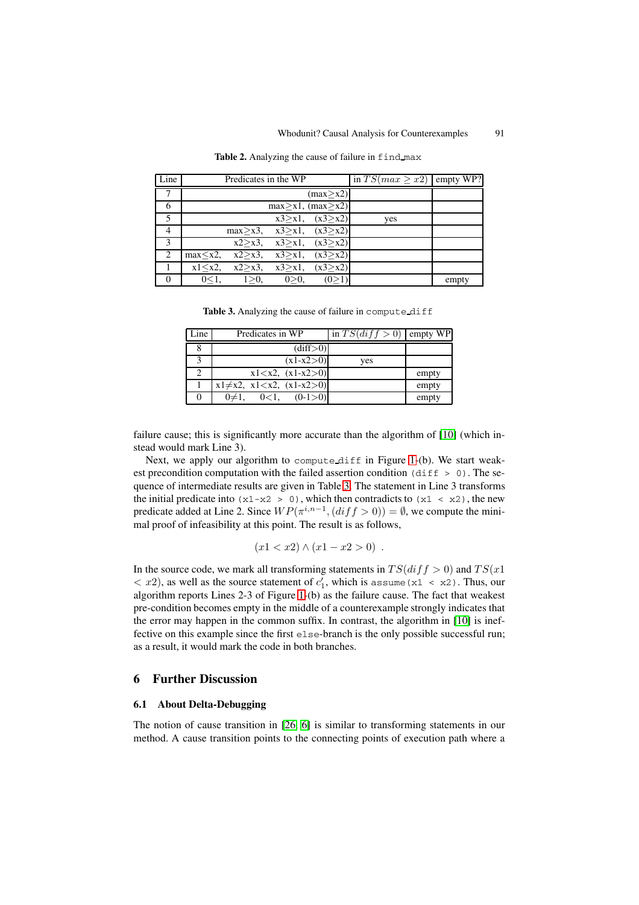**Table 2.** Analyzing the cause of failure in `find_max`

| Line | Predicates in the WP | in $TS(max \geq x2)$ | empty WP? |
|---|---|---|---|
| 7 | (max≥x2) | | |
| 6 | max≥x1, (max≥x2) | | |
| 5 | x3≥x1, (x3≥x2) | yes | |
| 4 | max≥x3, x3≥x1, (x3≥x2) | | |
| 3 | x2≥x3, x3≥x1, (x3≥x2) | | |
| 2 | max≤x2, x2≥x3, x3≥x1, (x3≥x2) | | |
| 1 | x1≤x2, x2≥x3, x3≥x1, (x3≥x2) | | |
| 0 | 0≤1, 1≥0, 0≥0, (0≥1) | | empty |

**Table 3.** Analyzing the cause of failure in `compute_diff`

| Line | Predicates in WP | in $TS(diff > 0)$ | empty WP |
|---|---|---|---|
| 8 | (diff>0) | | |
| 3 | (x1-x2>0) | yes | |
| 2 | x1<x2, (x1-x2>0) | | empty |
| 1 | x1≠x2, x1<x2, (x1-x2>0) | | empty |
| 0 | 0≠1, 0<1, (0-1>0) | | empty |

failure cause; this is significantly more accurate than the algorithm of [10] (which instead would mark Line 3).

Next, we apply our algorithm to `compute_diff` in Figure 1-(b). We start weakest precondition computation with the failed assertion condition `(diff > 0)`. The sequence of intermediate results are given in Table 3. The statement in Line 3 transforms the initial predicate into `(x1-x2 > 0)`, which then contradicts to `(x1 < x2)`, the new predicate added at Line 2. Since $WP(\pi^{i,n-1}, (diff > 0)) = \emptyset$, we compute the minimal proof of infeasibility at this point. The result is as follows,

$$(x1 < x2) \wedge (x1 - x2 > 0) \ .$$

In the source code, we mark all transforming statements in $TS(diff > 0)$ and $TS(x1 < x2)$, as well as the source statement of $c'_1$, which is `assume(x1 < x2)`. Thus, our algorithm reports Lines 2-3 of Figure 1-(b) as the failure cause. The fact that weakest pre-condition becomes empty in the middle of a counterexample strongly indicates that the error may happen in the common suffix. In contrast, the algorithm in [10] is ineffective on this example since the first `else`-branch is the only possible successful run; as a result, it would mark the code in both branches.

## 6 Further Discussion

### 6.1 About Delta-Debugging

The notion of cause transition in [26, 6] is similar to transforming statements in our method. A cause transition points to the connecting points of execution path where a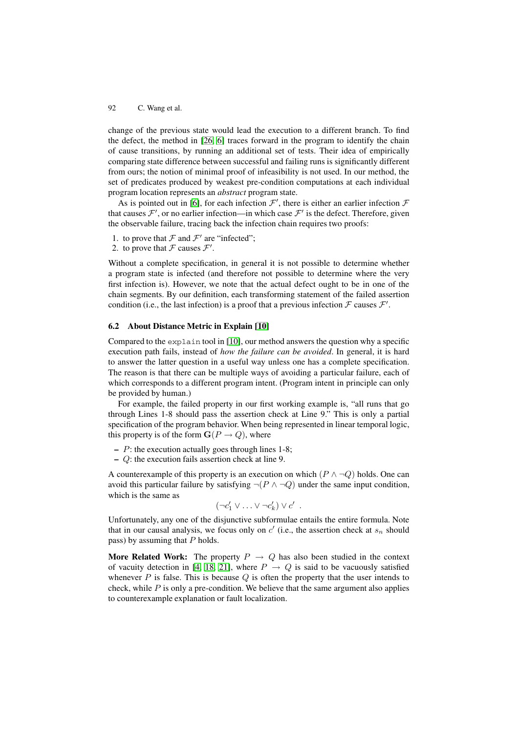change of the previous state would lead the execution to a different branch. To find the defect, the method in [26, 6] traces forward in the program to identify the chain of cause transitions, by running an additional set of tests. Their idea of empirically comparing state difference between successful and failing runs is significantly different from ours; the notion of minimal proof of infeasibility is not used. In our method, the set of predicates produced by weakest pre-condition computations at each individual program location represents an *abstract* program state.

As is pointed out in [6], for each infection $\mathcal{F}'$, there is either an earlier infection $\mathcal{F}$ that causes $\mathcal{F}'$, or no earlier infection—in which case $\mathcal{F}'$ is the defect. Therefore, given the observable failure, tracing back the infection chain requires two proofs:

1. to prove that $\mathcal{F}$ and $\mathcal{F}'$ are "infected";
2. to prove that $\mathcal{F}$ causes $\mathcal{F}'$.

Without a complete specification, in general it is not possible to determine whether a program state is infected (and therefore not possible to determine where the very first infection is). However, we note that the actual defect ought to be in one of the chain segments. By our definition, each transforming statement of the failed assertion condition (i.e., the last infection) is a proof that a previous infection $\mathcal{F}$ causes $\mathcal{F}'$.

### 6.2 About Distance Metric in Explain [10]

Compared to the `explain` tool in [10], our method answers the question why a specific execution path fails, instead of *how the failure can be avoided*. In general, it is hard to answer the latter question in a useful way unless one has a complete specification. The reason is that there can be multiple ways of avoiding a particular failure, each of which corresponds to a different program intent. (Program intent in principle can only be provided by human.)

For example, the failed property in our first working example is, "all runs that go through Lines 1-8 should pass the assertion check at Line 9." This is only a partial specification of the program behavior. When being represented in linear temporal logic, this property is of the form $\mathbf{G}(P \rightarrow Q)$, where

- $P$: the execution actually goes through lines 1-8;
- $Q$: the execution fails assertion check at line 9.

A counterexample of this property is an execution on which $(P \wedge \neg Q)$ holds. One can avoid this particular failure by satisfying $\neg(P \wedge \neg Q)$ under the same input condition, which is the same as

$$(\neg c_1' \vee \ldots \vee \neg c_k') \vee c' \ .$$

Unfortunately, any one of the disjunctive subformulae entails the entire formula. Note that in our causal analysis, we focus only on $c'$ (i.e., the assertion check at $s_n$ should pass) by assuming that $P$ holds.

**More Related Work:** The property $P \rightarrow Q$ has also been studied in the context of vacuity detection in [4, 18, 21], where $P \rightarrow Q$ is said to be vacuously satisfied whenever $P$ is false. This is because $Q$ is often the property that the user intends to check, while $P$ is only a pre-condition. We believe that the same argument also applies to counterexample explanation or fault localization.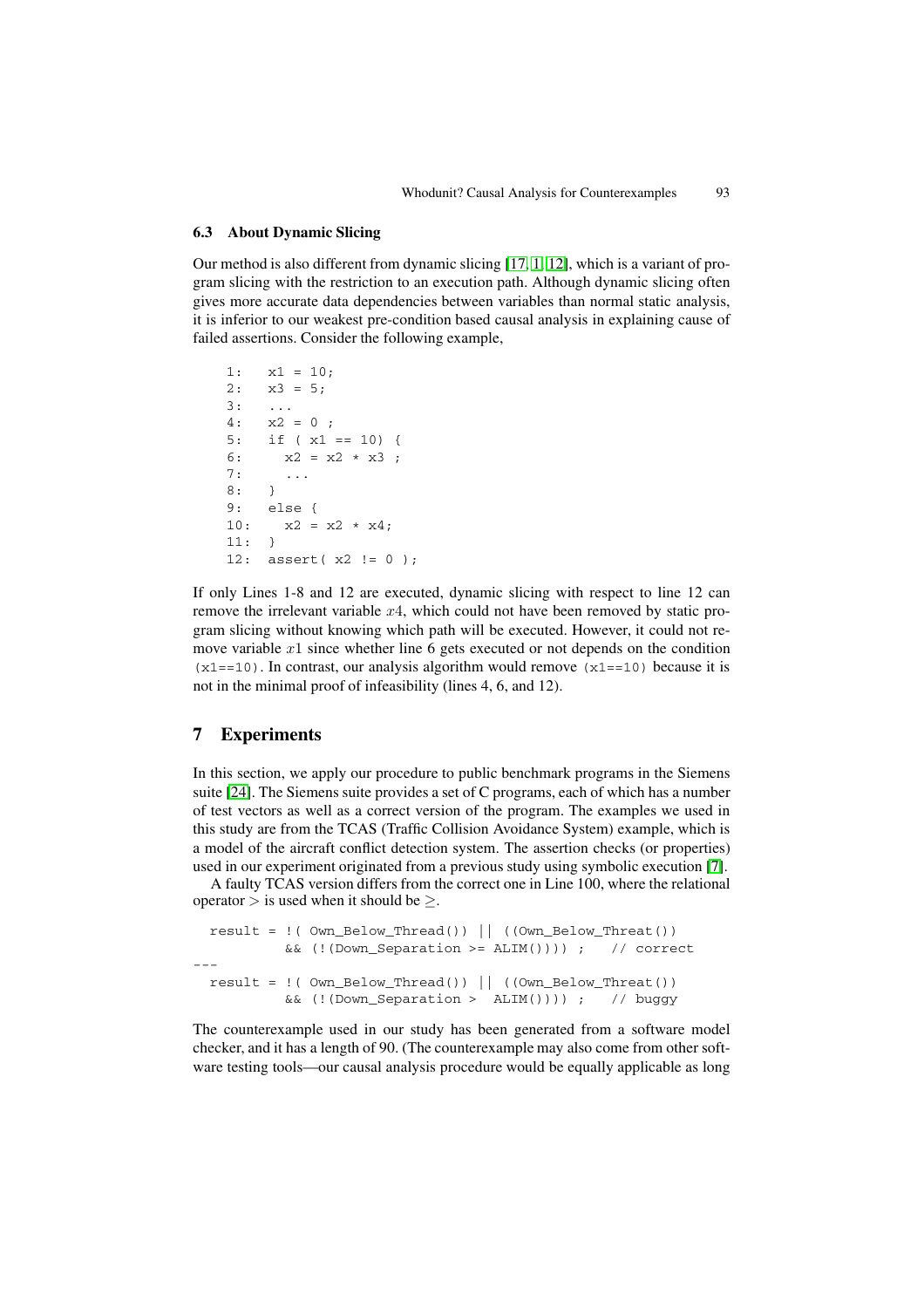### 6.3 About Dynamic Slicing

Our method is also different from dynamic slicing [17, 1, 12], which is a variant of program slicing with the restriction to an execution path. Although dynamic slicing often gives more accurate data dependencies between variables than normal static analysis, it is inferior to our weakest pre-condition based causal analysis in explaining cause of failed assertions. Consider the following example,

```
1:   x1 = 10;
2:   x3 = 5;
3:   ...
4:   x2 = 0 ;
5:   if ( x1 == 10) {
6:     x2 = x2 * x3 ;
7:     ...
8:   }
9:   else {
10:    x2 = x2 * x4;
11:  }
12:  assert( x2 != 0 );
```

If only Lines 1-8 and 12 are executed, dynamic slicing with respect to line 12 can remove the irrelevant variable $x4$, which could not have been removed by static program slicing without knowing which path will be executed. However, it could not remove variable $x1$ since whether line 6 gets executed or not depends on the condition `(x1==10)`. In contrast, our analysis algorithm would remove `(x1==10)` because it is not in the minimal proof of infeasibility (lines 4, 6, and 12).

## 7 Experiments

In this section, we apply our procedure to public benchmark programs in the Siemens suite [24]. The Siemens suite provides a set of C programs, each of which has a number of test vectors as well as a correct version of the program. The examples we used in this study are from the TCAS (Traffic Collision Avoidance System) example, which is a model of the aircraft conflict detection system. The assertion checks (or properties) used in our experiment originated from a previous study using symbolic execution [7].

A faulty TCAS version differs from the correct one in Line 100, where the relational operator $>$ is used when it should be $\geq$.

```
  result = !( Own_Below_Thread()) || ((Own_Below_Threat())
           && (!(Down_Separation >= ALIM()))) ;   // correct
---
  result = !( Own_Below_Thread()) || ((Own_Below_Threat())
           && (!(Down_Separation >  ALIM()))) ;   // buggy
```

The counterexample used in our study has been generated from a software model checker, and it has a length of 90. (The counterexample may also come from other software testing tools—our causal analysis procedure would be equally applicable as long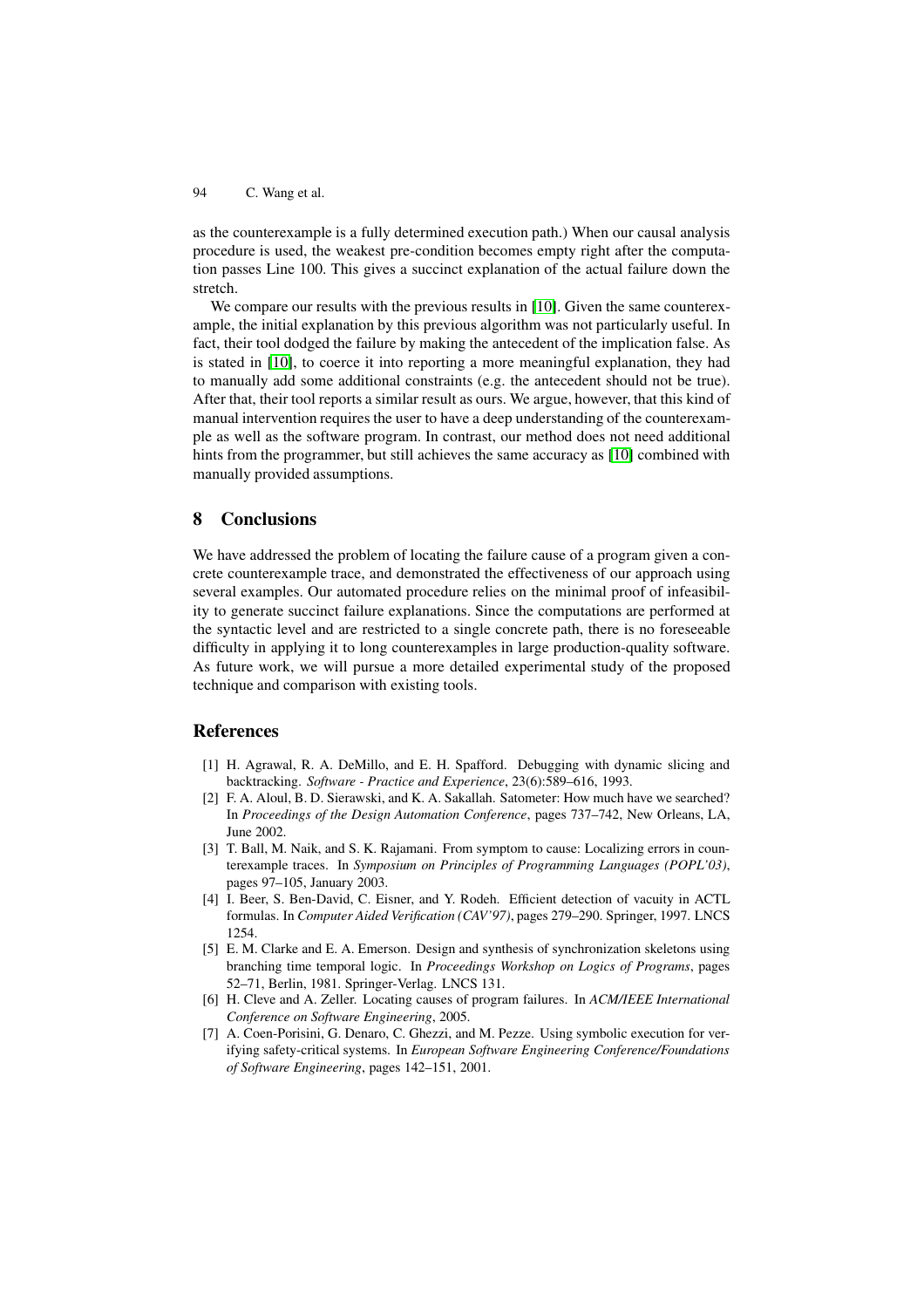as the counterexample is a fully determined execution path.) When our causal analysis procedure is used, the weakest pre-condition becomes empty right after the computation passes Line 100. This gives a succinct explanation of the actual failure down the stretch.

We compare our results with the previous results in [10]. Given the same counterexample, the initial explanation by this previous algorithm was not particularly useful. In fact, their tool dodged the failure by making the antecedent of the implication false. As is stated in [10], to coerce it into reporting a more meaningful explanation, they had to manually add some additional constraints (e.g. the antecedent should not be true). After that, their tool reports a similar result as ours. We argue, however, that this kind of manual intervention requires the user to have a deep understanding of the counterexample as well as the software program. In contrast, our method does not need additional hints from the programmer, but still achieves the same accuracy as [10] combined with manually provided assumptions.

## 8 Conclusions

We have addressed the problem of locating the failure cause of a program given a concrete counterexample trace, and demonstrated the effectiveness of our approach using several examples. Our automated procedure relies on the minimal proof of infeasibility to generate succinct failure explanations. Since the computations are performed at the syntactic level and are restricted to a single concrete path, there is no foreseeable difficulty in applying it to long counterexamples in large production-quality software. As future work, we will pursue a more detailed experimental study of the proposed technique and comparison with existing tools.

## References

[1] H. Agrawal, R. A. DeMillo, and E. H. Spafford. Debugging with dynamic slicing and backtracking. *Software - Practice and Experience*, 23(6):589–616, 1993.

[2] F. A. Aloul, B. D. Sierawski, and K. A. Sakallah. Satometer: How much have we searched? In *Proceedings of the Design Automation Conference*, pages 737–742, New Orleans, LA, June 2002.

[3] T. Ball, M. Naik, and S. K. Rajamani. From symptom to cause: Localizing errors in counterexample traces. In *Symposium on Principles of Programming Languages (POPL'03)*, pages 97–105, January 2003.

[4] I. Beer, S. Ben-David, C. Eisner, and Y. Rodeh. Efficient detection of vacuity in ACTL formulas. In *Computer Aided Verification (CAV'97)*, pages 279–290. Springer, 1997. LNCS 1254.

[5] E. M. Clarke and E. A. Emerson. Design and synthesis of synchronization skeletons using branching time temporal logic. In *Proceedings Workshop on Logics of Programs*, pages 52–71, Berlin, 1981. Springer-Verlag. LNCS 131.

[6] H. Cleve and A. Zeller. Locating causes of program failures. In *ACM/IEEE International Conference on Software Engineering*, 2005.

[7] A. Coen-Porisini, G. Denaro, C. Ghezzi, and M. Pezze. Using symbolic execution for verifying safety-critical systems. In *European Software Engineering Conference/Foundations of Software Engineering*, pages 142–151, 2001.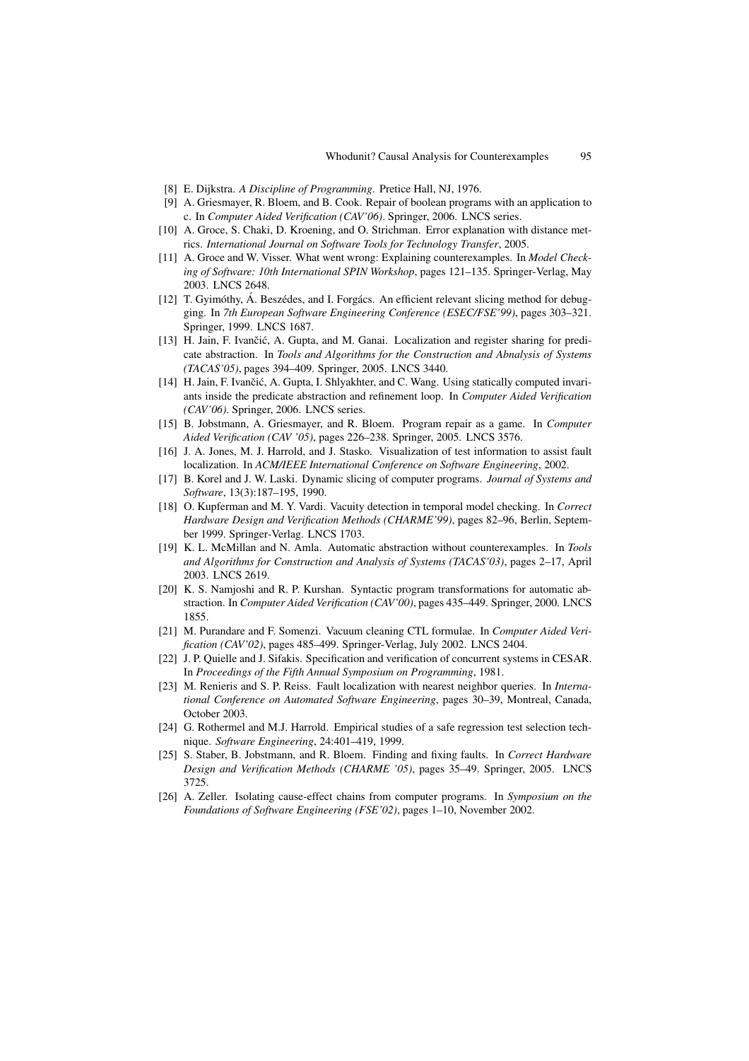[8] E. Dijkstra. *A Discipline of Programming*. Pretice Hall, NJ, 1976.

[9] A. Griesmayer, R. Bloem, and B. Cook. Repair of boolean programs with an application to c. In *Computer Aided Verification (CAV'06)*. Springer, 2006. LNCS series.

[10] A. Groce, S. Chaki, D. Kroening, and O. Strichman. Error explanation with distance metrics. *International Journal on Software Tools for Technology Transfer*, 2005.

[11] A. Groce and W. Visser. What went wrong: Explaining counterexamples. In *Model Checking of Software: 10th International SPIN Workshop*, pages 121–135. Springer-Verlag, May 2003. LNCS 2648.

[12] T. Gyimóthy, Á. Beszédes, and I. Forgács. An efficient relevant slicing method for debugging. In *7th European Software Engineering Conference (ESEC/FSE'99)*, pages 303–321. Springer, 1999. LNCS 1687.

[13] H. Jain, F. Ivančić, A. Gupta, and M. Ganai. Localization and register sharing for predicate abstraction. In *Tools and Algorithms for the Construction and Abnalysis of Systems (TACAS'05)*, pages 394–409. Springer, 2005. LNCS 3440.

[14] H. Jain, F. Ivančić, A. Gupta, I. Shlyakhter, and C. Wang. Using statically computed invariants inside the predicate abstraction and refinement loop. In *Computer Aided Verification (CAV'06)*. Springer, 2006. LNCS series.

[15] B. Jobstmann, A. Griesmayer, and R. Bloem. Program repair as a game. In *Computer Aided Verification (CAV '05)*, pages 226–238. Springer, 2005. LNCS 3576.

[16] J. A. Jones, M. J. Harrold, and J. Stasko. Visualization of test information to assist fault localization. In *ACM/IEEE International Conference on Software Engineering*, 2002.

[17] B. Korel and J. W. Laski. Dynamic slicing of computer programs. *Journal of Systems and Software*, 13(3):187–195, 1990.

[18] O. Kupferman and M. Y. Vardi. Vacuity detection in temporal model checking. In *Correct Hardware Design and Verification Methods (CHARME'99)*, pages 82–96, Berlin, September 1999. Springer-Verlag. LNCS 1703.

[19] K. L. McMillan and N. Amla. Automatic abstraction without counterexamples. In *Tools and Algorithms for Construction and Analysis of Systems (TACAS'03)*, pages 2–17, April 2003. LNCS 2619.

[20] K. S. Namjoshi and R. P. Kurshan. Syntactic program transformations for automatic abstraction. In *Computer Aided Verification (CAV'00)*, pages 435–449. Springer, 2000. LNCS 1855.

[21] M. Purandare and F. Somenzi. Vacuum cleaning CTL formulae. In *Computer Aided Verification (CAV'02)*, pages 485–499. Springer-Verlag, July 2002. LNCS 2404.

[22] J. P. Quielle and J. Sifakis. Specification and verification of concurrent systems in CESAR. In *Proceedings of the Fifth Annual Symposium on Programming*, 1981.

[23] M. Renieris and S. P. Reiss. Fault localization with nearest neighbor queries. In *International Conference on Automated Software Engineering*, pages 30–39, Montreal, Canada, October 2003.

[24] G. Rothermel and M.J. Harrold. Empirical studies of a safe regression test selection technique. *Software Engineering*, 24:401–419, 1999.

[25] S. Staber, B. Jobstmann, and R. Bloem. Finding and fixing faults. In *Correct Hardware Design and Verification Methods (CHARME '05)*, pages 35–49. Springer, 2005. LNCS 3725.

[26] A. Zeller. Isolating cause-effect chains from computer programs. In *Symposium on the Foundations of Software Engineering (FSE'02)*, pages 1–10, November 2002.